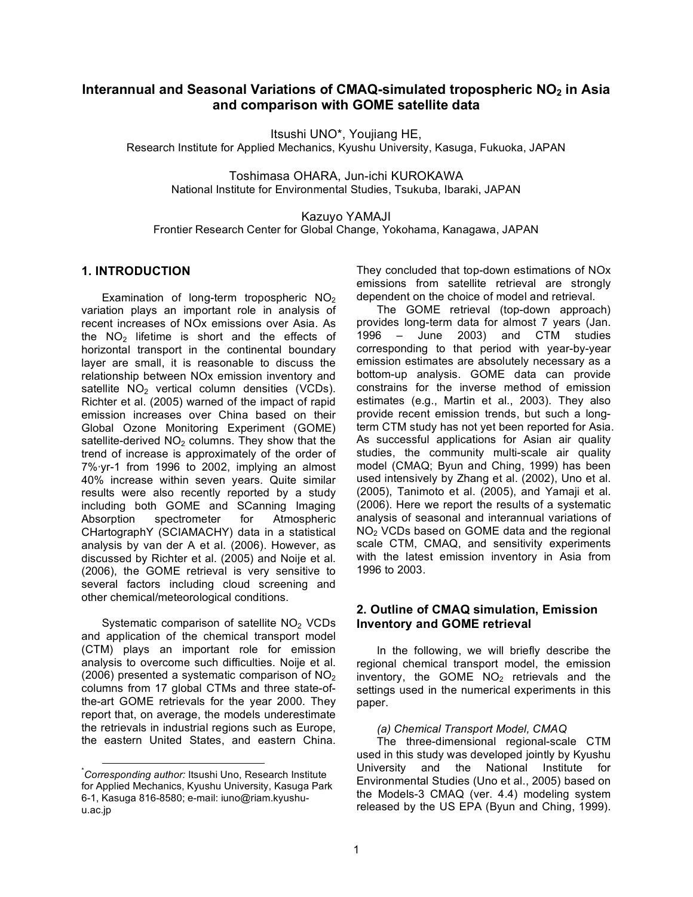# Interannual and Seasonal Variations of CMAQ-simulated tropospheric $NO_2$ in Asia and comparison with GOME satellite data

Itsushi UNO*, Youjiang HE,
Research Institute for Applied Mechanics, Kyushu University, Kasuga, Fukuoka, JAPAN

Toshimasa OHARA, Jun-ichi KUROKAWA
National Institute for Environmental Studies, Tsukuba, Ibaraki, JAPAN

Kazuyo YAMAJI
Frontier Research Center for Global Change, Yokohama, Kanagawa, JAPAN

## 1. INTRODUCTION

Examination of long-term tropospheric $NO_2$ variation plays an important role in analysis of recent increases of NOx emissions over Asia. As the $NO_2$ lifetime is short and the effects of horizontal transport in the continental boundary layer are small, it is reasonable to discuss the relationship between NOx emission inventory and satellite $NO_2$ vertical column densities (VCDs). Richter et al. (2005) warned of the impact of rapid emission increases over China based on their Global Ozone Monitoring Experiment (GOME) satellite-derived $NO_2$ columns. They show that the trend of increase is approximately of the order of 7%·yr-1 from 1996 to 2002, implying an almost 40% increase within seven years. Quite similar results were also recently reported by a study including both GOME and SCanning Imaging Absorption spectrometer for Atmospheric CHartographY (SCIAMACHY) data in a statistical analysis by van der A et al. (2006). However, as discussed by Richter et al. (2005) and Noije et al. (2006), the GOME retrieval is very sensitive to several factors including cloud screening and other chemical/meteorological conditions.

Systematic comparison of satellite $NO_2$ VCDs and application of the chemical transport model (CTM) plays an important role for emission analysis to overcome such difficulties. Noije et al. (2006) presented a systematic comparison of $NO_2$ columns from 17 global CTMs and three state-of-the-art GOME retrievals for the year 2000. They report that, on average, the models underestimate the retrievals in industrial regions such as Europe, the eastern United States, and eastern China. They concluded that top-down estimations of NOx emissions from satellite retrieval are strongly dependent on the choice of model and retrieval.

The GOME retrieval (top-down approach) provides long-term data for almost 7 years (Jan. 1996 – June 2003) and CTM studies corresponding to that period with year-by-year emission estimates are absolutely necessary as a bottom-up analysis. GOME data can provide constrains for the inverse method of emission estimates (e.g., Martin et al., 2003). They also provide recent emission trends, but such a long-term CTM study has not yet been reported for Asia. As successful applications for Asian air quality studies, the community multi-scale air quality model (CMAQ; Byun and Ching, 1999) has been used intensively by Zhang et al. (2002), Uno et al. (2005), Tanimoto et al. (2005), and Yamaji et al. (2006). Here we report the results of a systematic analysis of seasonal and interannual variations of $NO_2$ VCDs based on GOME data and the regional scale CTM, CMAQ, and sensitivity experiments with the latest emission inventory in Asia from 1996 to 2003.

## 2. Outline of CMAQ simulation, Emission Inventory and GOME retrieval

In the following, we will briefly describe the regional chemical transport model, the emission inventory, the GOME $NO_2$ retrievals and the settings used in the numerical experiments in this paper.

*(a) Chemical Transport Model, CMAQ*

The three-dimensional regional-scale CTM used in this study was developed jointly by Kyushu University and the National Institute for Environmental Studies (Uno et al., 2005) based on the Models-3 CMAQ (ver. 4.4) modeling system released by the US EPA (Byun and Ching, 1999).

*Corresponding author: Itsushi Uno, Research Institute for Applied Mechanics, Kyushu University, Kasuga Park 6-1, Kasuga 816-8580; e-mail: iuno@riam.kyushu-u.ac.jp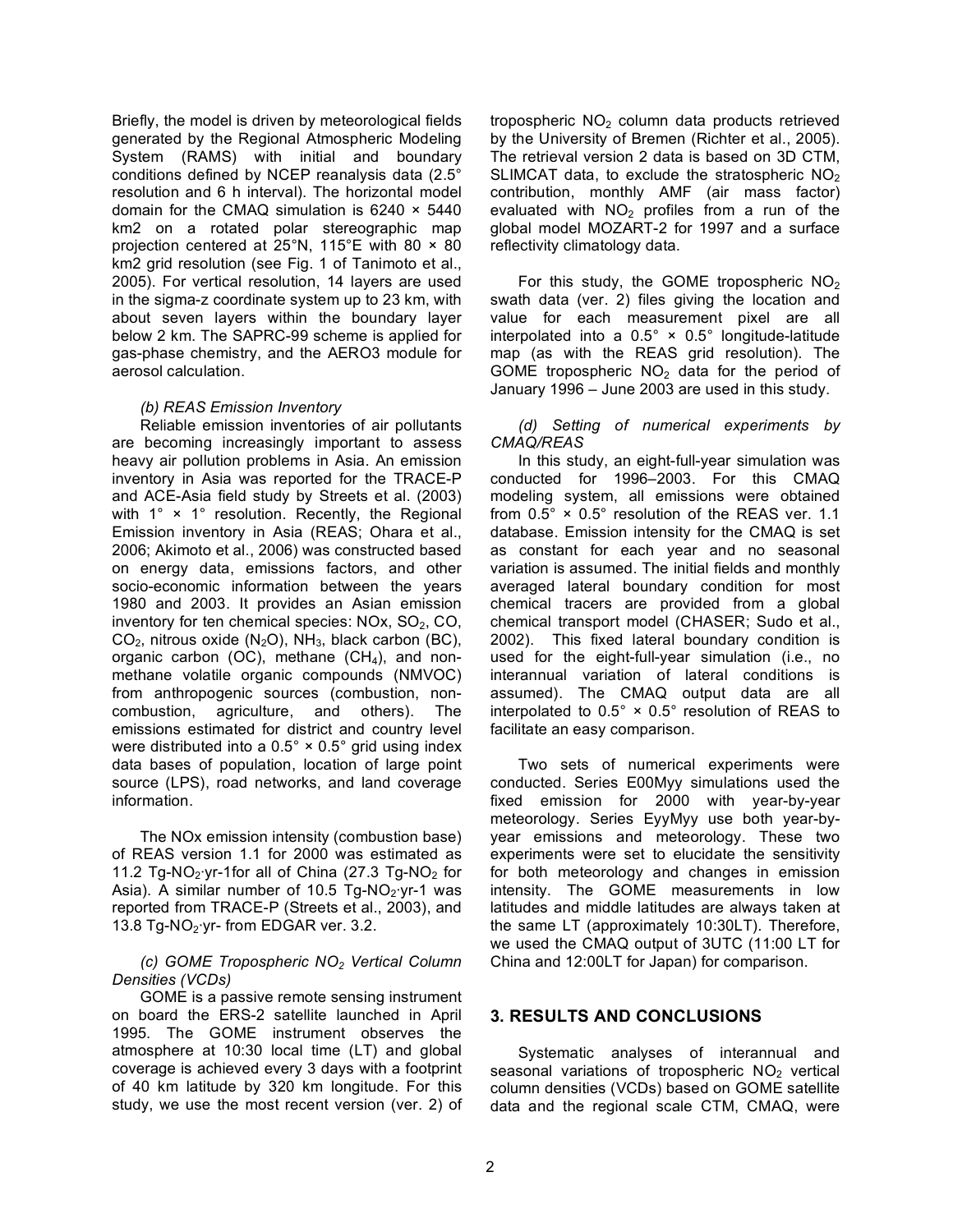Briefly, the model is driven by meteorological fields generated by the Regional Atmospheric Modeling System (RAMS) with initial and boundary conditions defined by NCEP reanalysis data (2.5° resolution and 6 h interval). The horizontal model domain for the CMAQ simulation is 6240 × 5440 km2 on a rotated polar stereographic map projection centered at 25°N, 115°E with 80 × 80 km2 grid resolution (see Fig. 1 of Tanimoto et al., 2005). For vertical resolution, 14 layers are used in the sigma-z coordinate system up to 23 km, with about seven layers within the boundary layer below 2 km. The SAPRC-99 scheme is applied for gas-phase chemistry, and the AERO3 module for aerosol calculation.

*(b) REAS Emission Inventory*

Reliable emission inventories of air pollutants are becoming increasingly important to assess heavy air pollution problems in Asia. An emission inventory in Asia was reported for the TRACE-P and ACE-Asia field study by Streets et al. (2003) with 1° × 1° resolution. Recently, the Regional Emission inventory in Asia (REAS; Ohara et al., 2006; Akimoto et al., 2006) was constructed based on energy data, emissions factors, and other socio-economic information between the years 1980 and 2003. It provides an Asian emission inventory for ten chemical species: NOx, $SO_2$, CO, $CO_2$, nitrous oxide ($N_2O$), $NH_3$, black carbon (BC), organic carbon (OC), methane ($CH_4$), and non-methane volatile organic compounds (NMVOC) from anthropogenic sources (combustion, non-combustion, agriculture, and others). The emissions estimated for district and country level were distributed into a 0.5° × 0.5° grid using index data bases of population, location of large point source (LPS), road networks, and land coverage information.

The NOx emission intensity (combustion base) of REAS version 1.1 for 2000 was estimated as 11.2 Tg-$NO_2$·yr-1for all of China (27.3 Tg-$NO_2$ for Asia). A similar number of 10.5 Tg-$NO_2$·yr-1 was reported from TRACE-P (Streets et al., 2003), and 13.8 Tg-$NO_2$·yr- from EDGAR ver. 3.2.

*(c) GOME Tropospheric $NO_2$ Vertical Column Densities (VCDs)*

GOME is a passive remote sensing instrument on board the ERS-2 satellite launched in April 1995. The GOME instrument observes the atmosphere at 10:30 local time (LT) and global coverage is achieved every 3 days with a footprint of 40 km latitude by 320 km longitude. For this study, we use the most recent version (ver. 2) of tropospheric $NO_2$ column data products retrieved by the University of Bremen (Richter et al., 2005). The retrieval version 2 data is based on 3D CTM, SLIMCAT data, to exclude the stratospheric $NO_2$ contribution, monthly AMF (air mass factor) evaluated with $NO_2$ profiles from a run of the global model MOZART-2 for 1997 and a surface reflectivity climatology data.

For this study, the GOME tropospheric $NO_2$ swath data (ver. 2) files giving the location and value for each measurement pixel are all interpolated into a 0.5° × 0.5° longitude-latitude map (as with the REAS grid resolution). The GOME tropospheric $NO_2$ data for the period of January 1996 – June 2003 are used in this study.

*(d) Setting of numerical experiments by CMAQ/REAS*

In this study, an eight-full-year simulation was conducted for 1996–2003. For this CMAQ modeling system, all emissions were obtained from 0.5° × 0.5° resolution of the REAS ver. 1.1 database. Emission intensity for the CMAQ is set as constant for each year and no seasonal variation is assumed. The initial fields and monthly averaged lateral boundary condition for most chemical tracers are provided from a global chemical transport model (CHASER; Sudo et al., 2002). This fixed lateral boundary condition is used for the eight-full-year simulation (i.e., no interannual variation of lateral conditions is assumed). The CMAQ output data are all interpolated to 0.5° × 0.5° resolution of REAS to facilitate an easy comparison.

Two sets of numerical experiments were conducted. Series E00Myy simulations used the fixed emission for 2000 with year-by-year meteorology. Series EyyMyy use both year-by-year emissions and meteorology. These two experiments were set to elucidate the sensitivity for both meteorology and changes in emission intensity. The GOME measurements in low latitudes and middle latitudes are always taken at the same LT (approximately 10:30LT). Therefore, we used the CMAQ output of 3UTC (11:00 LT for China and 12:00LT for Japan) for comparison.

## 3. RESULTS AND CONCLUSIONS

Systematic analyses of interannual and seasonal variations of tropospheric $NO_2$ vertical column densities (VCDs) based on GOME satellite data and the regional scale CTM, CMAQ, were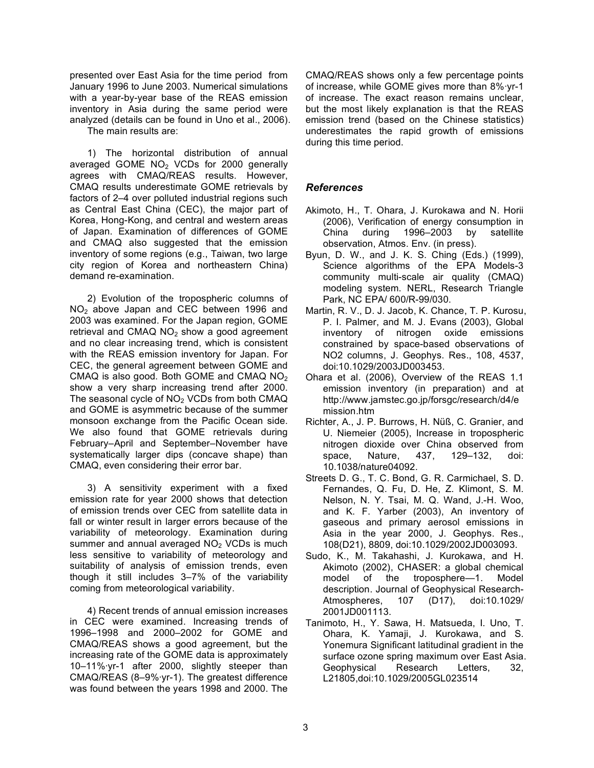presented over East Asia for the time period from January 1996 to June 2003. Numerical simulations with a year-by-year base of the REAS emission inventory in Asia during the same period were analyzed (details can be found in Uno et al., 2006).

The main results are:

1) The horizontal distribution of annual averaged GOME $NO_2$ VCDs for 2000 generally agrees with CMAQ/REAS results. However, CMAQ results underestimate GOME retrievals by factors of 2–4 over polluted industrial regions such as Central East China (CEC), the major part of Korea, Hong-Kong, and central and western areas of Japan. Examination of differences of GOME and CMAQ also suggested that the emission inventory of some regions (e.g., Taiwan, two large city region of Korea and northeastern China) demand re-examination.

2) Evolution of the tropospheric columns of $NO_2$ above Japan and CEC between 1996 and 2003 was examined. For the Japan region, GOME retrieval and CMAQ $NO_2$ show a good agreement and no clear increasing trend, which is consistent with the REAS emission inventory for Japan. For CEC, the general agreement between GOME and CMAQ is also good. Both GOME and CMAQ $NO_2$ show a very sharp increasing trend after 2000. The seasonal cycle of $NO_2$ VCDs from both CMAQ and GOME is asymmetric because of the summer monsoon exchange from the Pacific Ocean side. We also found that GOME retrievals during February–April and September–November have systematically larger dips (concave shape) than CMAQ, even considering their error bar.

3) A sensitivity experiment with a fixed emission rate for year 2000 shows that detection of emission trends over CEC from satellite data in fall or winter result in larger errors because of the variability of meteorology. Examination during summer and annual averaged $NO_2$ VCDs is much less sensitive to variability of meteorology and suitability of analysis of emission trends, even though it still includes 3–7% of the variability coming from meteorological variability.

4) Recent trends of annual emission increases in CEC were examined. Increasing trends of 1996–1998 and 2000–2002 for GOME and CMAQ/REAS shows a good agreement, but the increasing rate of the GOME data is approximately 10–11%·yr-1 after 2000, slightly steeper than CMAQ/REAS (8–9%·yr-1). The greatest difference was found between the years 1998 and 2000. The CMAQ/REAS shows only a few percentage points of increase, while GOME gives more than 8%·yr-1 of increase. The exact reason remains unclear, but the most likely explanation is that the REAS emission trend (based on the Chinese statistics) underestimates the rapid growth of emissions during this time period.

### *References*

Akimoto, H., T. Ohara, J. Kurokawa and N. Horii (2006), Verification of energy consumption in China during 1996–2003 by satellite observation, Atmos. Env. (in press).

Byun, D. W., and J. K. S. Ching (Eds.) (1999), Science algorithms of the EPA Models-3 community multi-scale air quality (CMAQ) modeling system. NERL, Research Triangle Park, NC EPA/ 600/R-99/030.

Martin, R. V., D. J. Jacob, K. Chance, T. P. Kurosu, P. I. Palmer, and M. J. Evans (2003), Global inventory of nitrogen oxide emissions constrained by space-based observations of NO2 columns, J. Geophys. Res., 108, 4537, doi:10.1029/2003JD003453.

Ohara et al. (2006), Overview of the REAS 1.1 emission inventory (in preparation) and at http://www.jamstec.go.jp/forsgc/research/d4/emission.htm

Richter, A., J. P. Burrows, H. Nüß, C. Granier, and U. Niemeier (2005), Increase in tropospheric nitrogen dioxide over China observed from space, Nature, 437, 129–132, doi: 10.1038/nature04092.

Streets D. G., T. C. Bond, G. R. Carmichael, S. D. Fernandes, Q. Fu, D. He, Z. Klimont, S. M. Nelson, N. Y. Tsai, M. Q. Wand, J.-H. Woo, and K. F. Yarber (2003), An inventory of gaseous and primary aerosol emissions in Asia in the year 2000, J. Geophys. Res., 108(D21), 8809, doi:10.1029/2002JD003093.

Sudo, K., M. Takahashi, J. Kurokawa, and H. Akimoto (2002), CHASER: a global chemical model of the troposphere—1. Model description. Journal of Geophysical Research-Atmospheres, 107 (D17), doi:10.1029/ 2001JD001113.

Tanimoto, H., Y. Sawa, H. Matsueda, I. Uno, T. Ohara, K. Yamaji, J. Kurokawa, and S. Yonemura Significant latitudinal gradient in the surface ozone spring maximum over East Asia. Geophysical Research Letters, 32, L21805,doi:10.1029/2005GL023514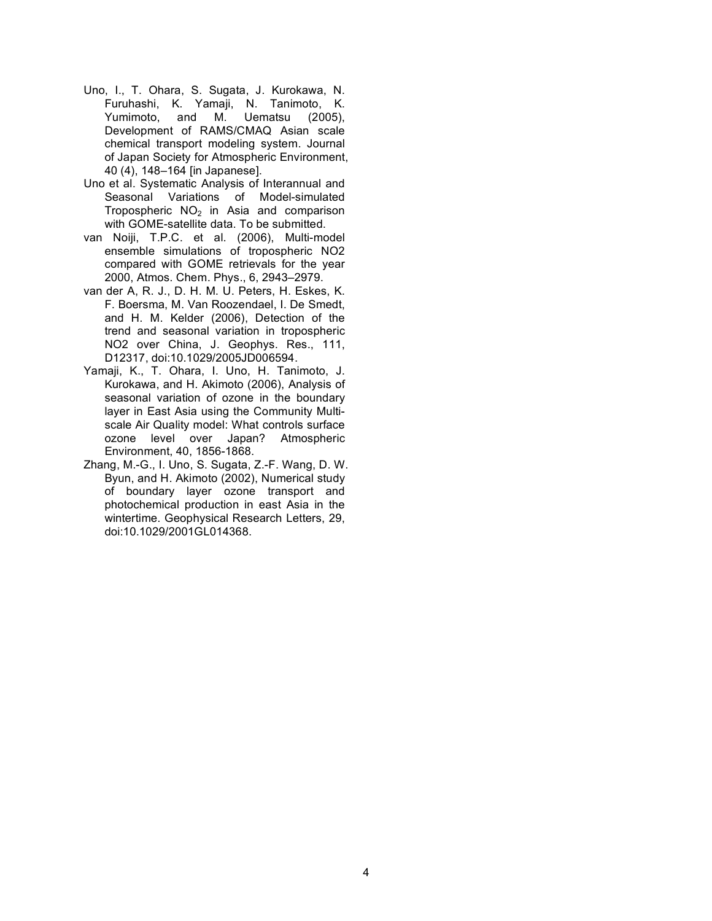Uno, I., T. Ohara, S. Sugata, J. Kurokawa, N. Furuhashi, K. Yamaji, N. Tanimoto, K. Yumimoto, and M. Uematsu (2005), Development of RAMS/CMAQ Asian scale chemical transport modeling system. Journal of Japan Society for Atmospheric Environment, 40 (4), 148–164 [in Japanese].

Uno et al. Systematic Analysis of Interannual and Seasonal Variations of Model-simulated Tropospheric $NO_2$ in Asia and comparison with GOME-satellite data. To be submitted.

van Noiji, T.P.C. et al. (2006), Multi-model ensemble simulations of tropospheric NO2 compared with GOME retrievals for the year 2000, Atmos. Chem. Phys., 6, 2943–2979.

van der A, R. J., D. H. M. U. Peters, H. Eskes, K. F. Boersma, M. Van Roozendael, I. De Smedt, and H. M. Kelder (2006), Detection of the trend and seasonal variation in tropospheric NO2 over China, J. Geophys. Res., 111, D12317, doi:10.1029/2005JD006594.

Yamaji, K., T. Ohara, I. Uno, H. Tanimoto, J. Kurokawa, and H. Akimoto (2006), Analysis of seasonal variation of ozone in the boundary layer in East Asia using the Community Multi-scale Air Quality model: What controls surface ozone level over Japan? Atmospheric Environment, 40, 1856-1868.

Zhang, M.-G., I. Uno, S. Sugata, Z.-F. Wang, D. W. Byun, and H. Akimoto (2002), Numerical study of boundary layer ozone transport and photochemical production in east Asia in the wintertime. Geophysical Research Letters, 29, doi:10.1029/2001GL014368.